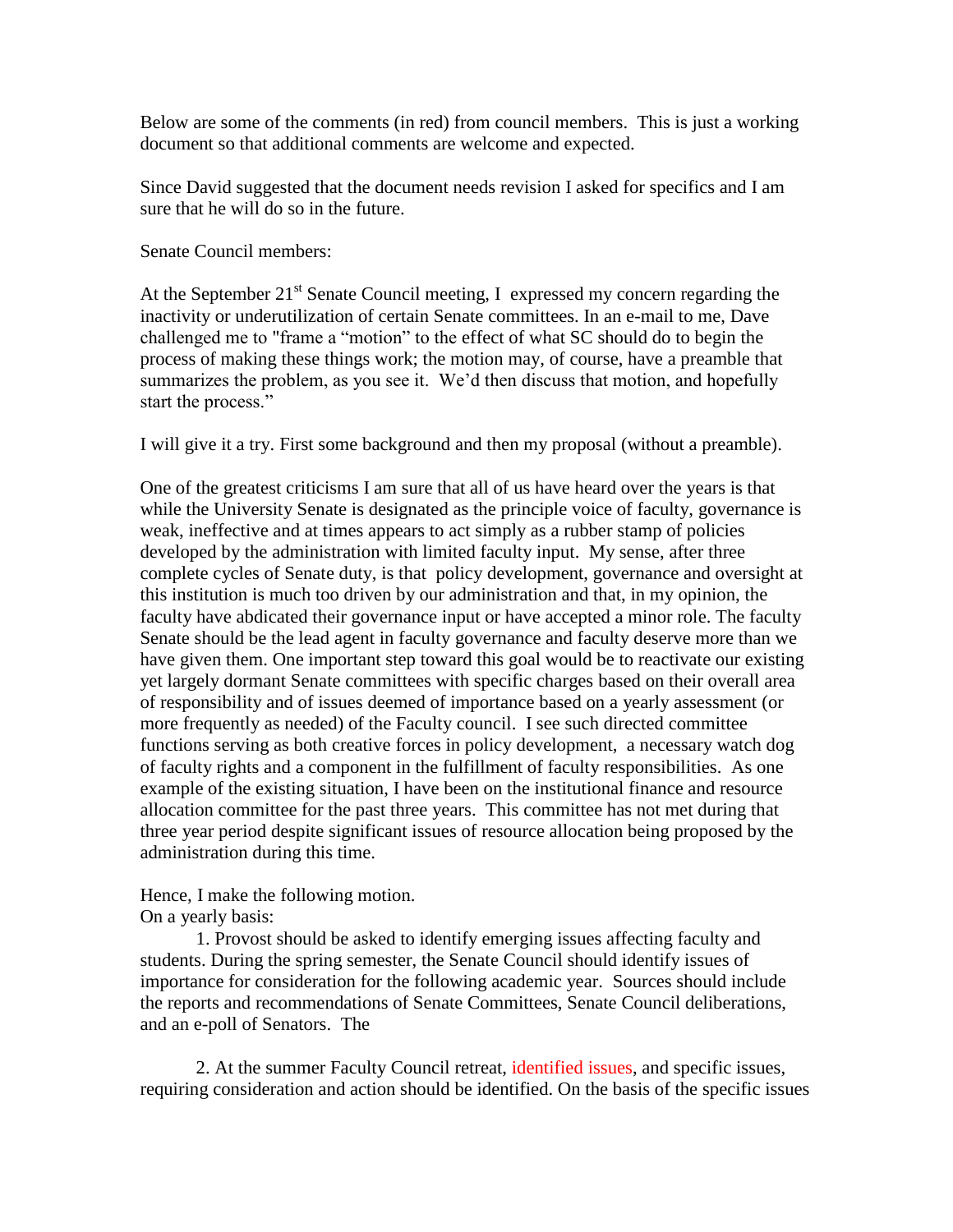Below are some of the comments (in red) from council members. This is just a working document so that additional comments are welcome and expected.

Since David suggested that the document needs revision I asked for specifics and I am sure that he will do so in the future.

Senate Council members:

At the September 21st Senate Council meeting, I expressed my concern regarding the inactivity or underutilization of certain Senate committees. In an e-mail to me, Dave challenged me to "frame a "motion" to the effect of what SC should do to begin the process of making these things work; the motion may, of course, have a preamble that summarizes the problem, as you see it. We'd then discuss that motion, and hopefully start the process."

I will give it a try. First some background and then my proposal (without a preamble).

One of the greatest criticisms I am sure that all of us have heard over the years is that while the University Senate is designated as the principle voice of faculty, governance is weak, ineffective and at times appears to act simply as a rubber stamp of policies developed by the administration with limited faculty input. My sense, after three complete cycles of Senate duty, is that policy development, governance and oversight at this institution is much too driven by our administration and that, in my opinion, the faculty have abdicated their governance input or have accepted a minor role. The faculty Senate should be the lead agent in faculty governance and faculty deserve more than we have given them. One important step toward this goal would be to reactivate our existing yet largely dormant Senate committees with specific charges based on their overall area of responsibility and of issues deemed of importance based on a yearly assessment (or more frequently as needed) of the Faculty council. I see such directed committee functions serving as both creative forces in policy development, a necessary watch dog of faculty rights and a component in the fulfillment of faculty responsibilities. As one example of the existing situation, I have been on the institutional finance and resource allocation committee for the past three years. This committee has not met during that three year period despite significant issues of resource allocation being proposed by the administration during this time.

Hence, I make the following motion.
On a yearly basis:

1. Provost should be asked to identify emerging issues affecting faculty and students. During the spring semester, the Senate Council should identify issues of importance for consideration for the following academic year. Sources should include the reports and recommendations of Senate Committees, Senate Council deliberations, and an e-poll of Senators. The

2. At the summer Faculty Council retreat, identified issues, and specific issues, requiring consideration and action should be identified. On the basis of the specific issues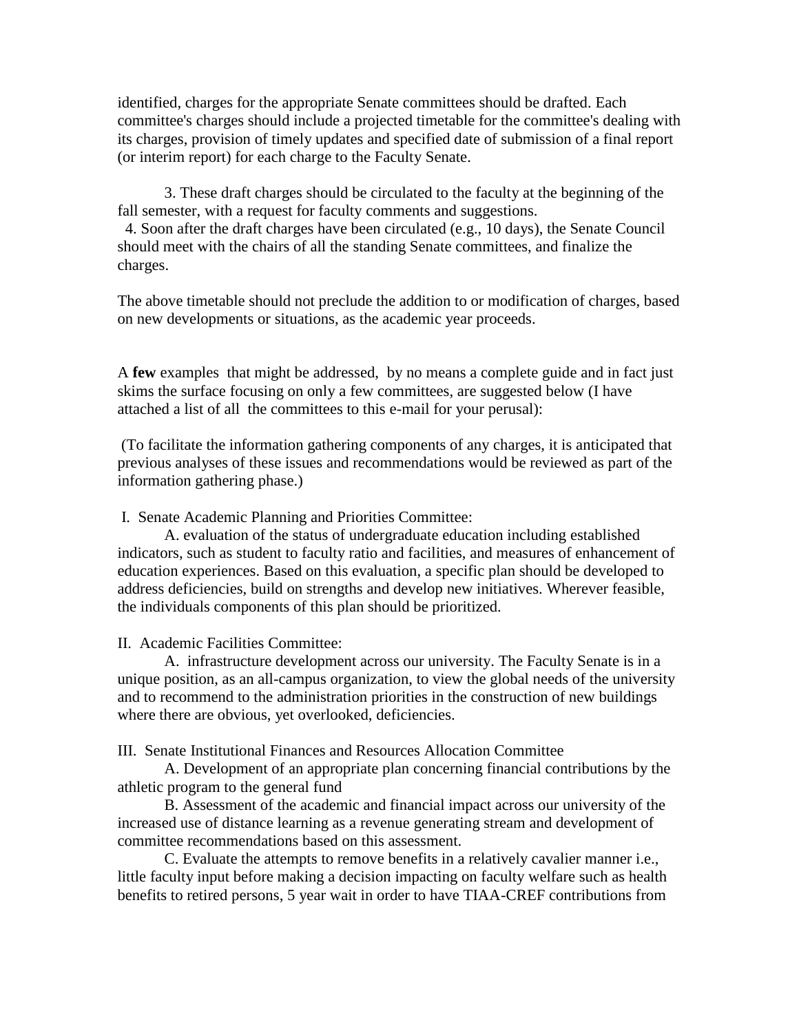identified, charges for the appropriate Senate committees should be drafted. Each committee's charges should include a projected timetable for the committee's dealing with its charges, provision of timely updates and specified date of submission of a final report (or interim report) for each charge to the Faculty Senate.

3. These draft charges should be circulated to the faculty at the beginning of the fall semester, with a request for faculty comments and suggestions.

4. Soon after the draft charges have been circulated (e.g., 10 days), the Senate Council should meet with the chairs of all the standing Senate committees, and finalize the charges.

The above timetable should not preclude the addition to or modification of charges, based on new developments or situations, as the academic year proceeds.

A **few** examples that might be addressed, by no means a complete guide and in fact just skims the surface focusing on only a few committees, are suggested below (I have attached a list of all the committees to this e-mail for your perusal):

(To facilitate the information gathering components of any charges, it is anticipated that previous analyses of these issues and recommendations would be reviewed as part of the information gathering phase.)

I. Senate Academic Planning and Priorities Committee:

A. evaluation of the status of undergraduate education including established indicators, such as student to faculty ratio and facilities, and measures of enhancement of education experiences. Based on this evaluation, a specific plan should be developed to address deficiencies, build on strengths and develop new initiatives. Wherever feasible, the individuals components of this plan should be prioritized.

II. Academic Facilities Committee:

A. infrastructure development across our university. The Faculty Senate is in a unique position, as an all-campus organization, to view the global needs of the university and to recommend to the administration priorities in the construction of new buildings where there are obvious, yet overlooked, deficiencies.

III. Senate Institutional Finances and Resources Allocation Committee

A. Development of an appropriate plan concerning financial contributions by the athletic program to the general fund

B. Assessment of the academic and financial impact across our university of the increased use of distance learning as a revenue generating stream and development of committee recommendations based on this assessment.

C. Evaluate the attempts to remove benefits in a relatively cavalier manner i.e., little faculty input before making a decision impacting on faculty welfare such as health benefits to retired persons, 5 year wait in order to have TIAA-CREF contributions from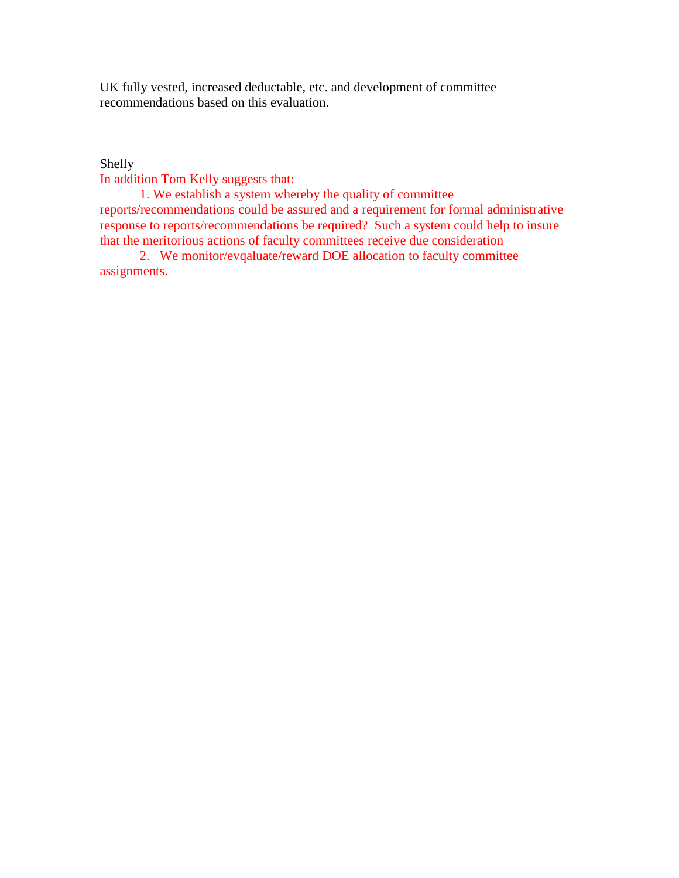UK fully vested, increased deductable, etc. and development of committee recommendations based on this evaluation.

Shelly

In addition Tom Kelly suggests that:

1. We establish a system whereby the quality of committee reports/recommendations could be assured and a requirement for formal administrative response to reports/recommendations be required?  Such a system could help to insure that the meritorious actions of faculty committees receive due consideration

2. We monitor/evqaluate/reward DOE allocation to faculty committee assignments.